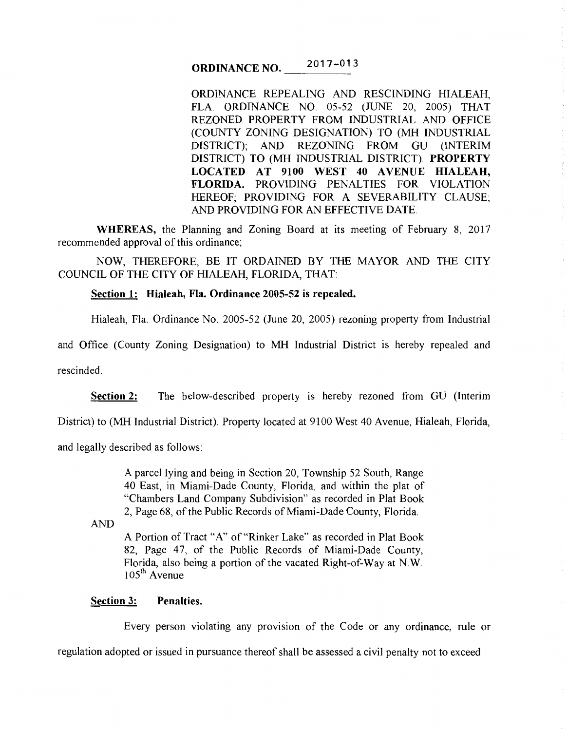# ORDINANCE NO. 2017-013

ORDINANCE REPEALING AND RESCINDING HIALEAH, FLA. ORDINANCE NO. 05-52 (JUNE 20, 2005) THAT REZONED PROPERTY FROM INDUSTRIAL AND OFFICE (COUNTY ZONING DESIGNATION) TO (MH INDUSTRIAL DISTRICT); AND REZONING FROM GU (INTERIM DISTRICT) TO (MH INDUSTRIAL DISTRICT). **PROPERTY LOCATED AT 9100 WEST 40 AVENUE HIALEAH, FLORIDA.** PROVIDING PENALTIES FOR VIOLATION HEREOF; PROVIDING FOR A SEVERABILITY CLAUSE; AND PROVIDING FOR AN EFFECTIVE DATE.

**WHEREAS,** the Planning and Zoning Board at its meeting of February 8, 2017 recommended approval of this ordinance;

NOW, THEREFORE, BE IT ORDAINED BY THE MAYOR AND THE CITY COUNCIL OF THE CITY OF HIALEAH, FLORIDA, THAT:

**Section 1: Hialeah, Fla. Ordinance 2005-52 is repealed.**

Hialeah, Fla. Ordinance No. 2005-52 (June 20, 2005) rezoning property from Industrial and Office (County Zoning Designation) to MH Industrial District is hereby repealed and rescinded.

**Section 2:** The below-described property is hereby rezoned from GU (Interim District) to (MH Industrial District). Property located at 9100 West 40 Avenue, Hialeah, Florida, and legally described as follows:

> A parcel lying and being in Section 20, Township 52 South, Range 40 East, in Miami-Dade County, Florida, and within the plat of "Chambers Land Company Subdivision" as recorded in Plat Book 2, Page 68, of the Public Records of Miami-Dade County, Florida.

AND

> A Portion of Tract "A" of "Rinker Lake" as recorded in Plat Book 82, Page 47, of the Public Records of Miami-Dade County, Florida, also being a portion of the vacated Right-of-Way at N.W. 105th Avenue

**Section 3: Penalties.**

Every person violating any provision of the Code or any ordinance, rule or regulation adopted or issued in pursuance thereof shall be assessed a civil penalty not to exceed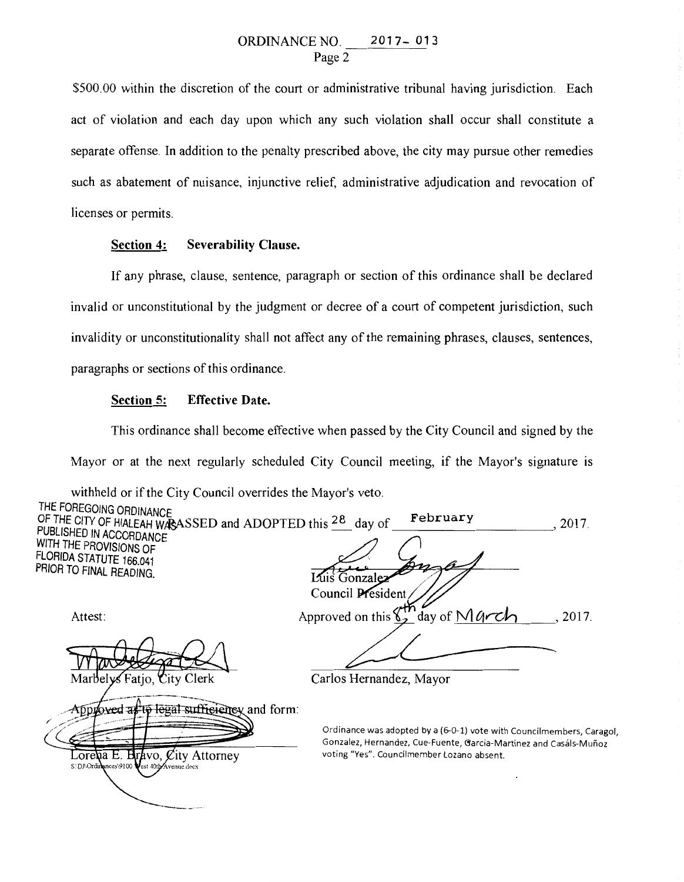ORDINANCE NO. 2017- 013

$500.00 within the discretion of the court or administrative tribunal having jurisdiction. Each act of violation and each day upon which any such violation shall occur shall constitute a separate offense. In addition to the penalty prescribed above, the city may pursue other remedies such as abatement of nuisance, injunctive relief, administrative adjudication and revocation of licenses or permits.

**Section 4: Severability Clause.**

If any phrase, clause, sentence, paragraph or section of this ordinance shall be declared invalid or unconstitutional by the judgment or decree of a court of competent jurisdiction, such invalidity or unconstitutionality shall not affect any of the remaining phrases, clauses, sentences, paragraphs or sections of this ordinance.

**Section 5: Effective Date.**

This ordinance shall become effective when passed by the City Council and signed by the Mayor or at the next regularly scheduled City Council meeting, if the Mayor's signature is withheld or if the City Council overrides the Mayor's veto.

THE FOREGOING ORDINANCE OF THE CITY OF HIALEAH WAS PUBLISHED IN ACCORDANCE WITH THE PROVISIONS OF FLORIDA STATUTE 166.041 PRIOR TO FINAL READING.

PASSED and ADOPTED this 28 day of February, 2017.

Luis Gonzalez
Council President

Approved on this 8th day of March, 2017.

Attest:

Marbelys Fatjo, City Clerk

Carlos Hernandez, Mayor

Approved as to legal sufficiency and form:

Lorena E. Bravo, City Attorney

S:\DJ\Ordinances\9100 West 40th Avenue.docx

Ordinance was adopted by a (6-0-1) vote with Councilmembers, Caragol, Gonzalez, Hernandez, Cue-Fuente, Garcia-Martinez and Casáls-Muñoz voting "Yes". Councilmember Lozano absent.